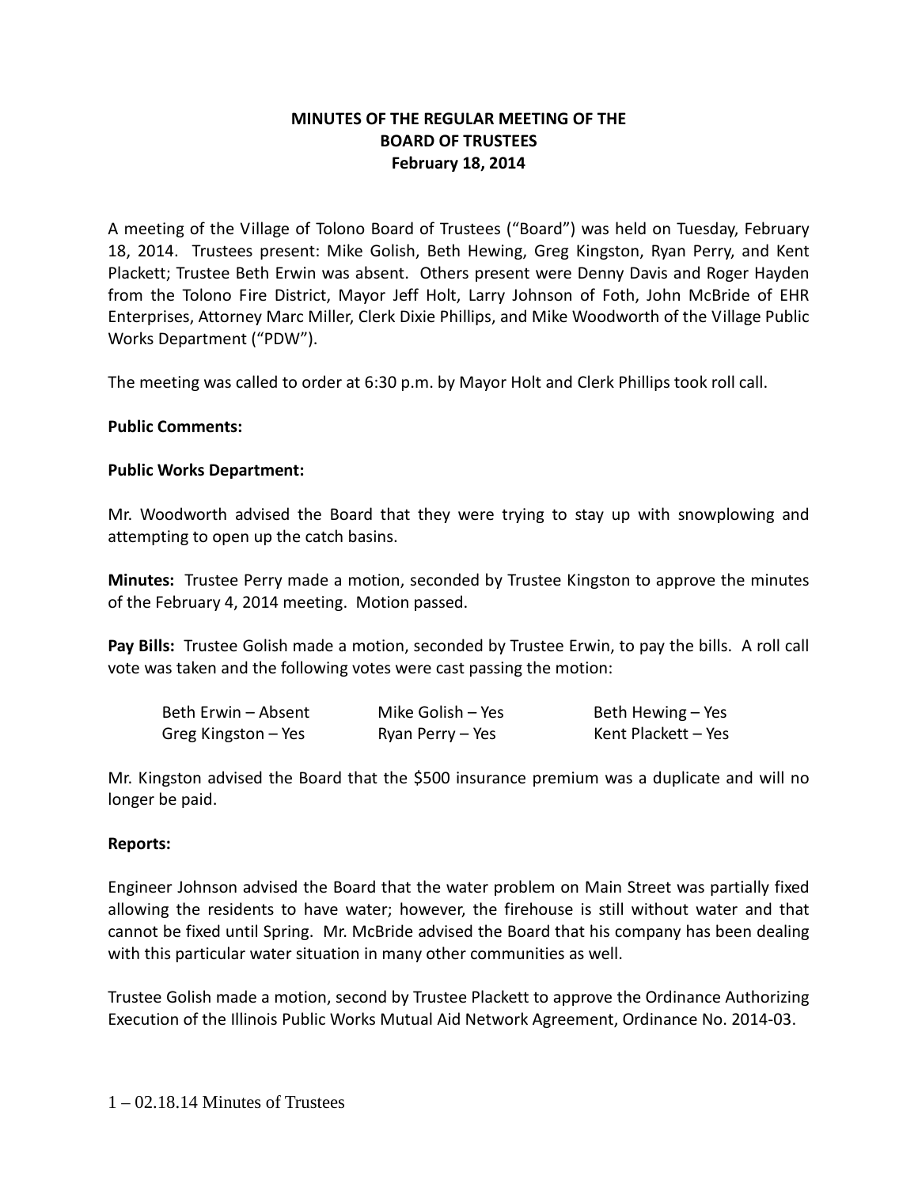**MINUTES OF THE REGULAR MEETING OF THE**
**BOARD OF TRUSTEES**
**February 18, 2014**

A meeting of the Village of Tolono Board of Trustees ("Board") was held on Tuesday, February 18, 2014. Trustees present: Mike Golish, Beth Hewing, Greg Kingston, Ryan Perry, and Kent Plackett; Trustee Beth Erwin was absent. Others present were Denny Davis and Roger Hayden from the Tolono Fire District, Mayor Jeff Holt, Larry Johnson of Foth, John McBride of EHR Enterprises, Attorney Marc Miller, Clerk Dixie Phillips, and Mike Woodworth of the Village Public Works Department ("PDW").

The meeting was called to order at 6:30 p.m. by Mayor Holt and Clerk Phillips took roll call.

**Public Comments:**

**Public Works Department:**

Mr. Woodworth advised the Board that they were trying to stay up with snowplowing and attempting to open up the catch basins.

**Minutes:** Trustee Perry made a motion, seconded by Trustee Kingston to approve the minutes of the February 4, 2014 meeting. Motion passed.

**Pay Bills:** Trustee Golish made a motion, seconded by Trustee Erwin, to pay the bills. A roll call vote was taken and the following votes were cast passing the motion:

| | | |
|---|---|---|
| Beth Erwin – Absent | Mike Golish – Yes | Beth Hewing – Yes |
| Greg Kingston – Yes | Ryan Perry – Yes | Kent Plackett – Yes |

Mr. Kingston advised the Board that the $500 insurance premium was a duplicate and will no longer be paid.

**Reports:**

Engineer Johnson advised the Board that the water problem on Main Street was partially fixed allowing the residents to have water; however, the firehouse is still without water and that cannot be fixed until Spring. Mr. McBride advised the Board that his company has been dealing with this particular water situation in many other communities as well.

Trustee Golish made a motion, second by Trustee Plackett to approve the Ordinance Authorizing Execution of the Illinois Public Works Mutual Aid Network Agreement, Ordinance No. 2014-03.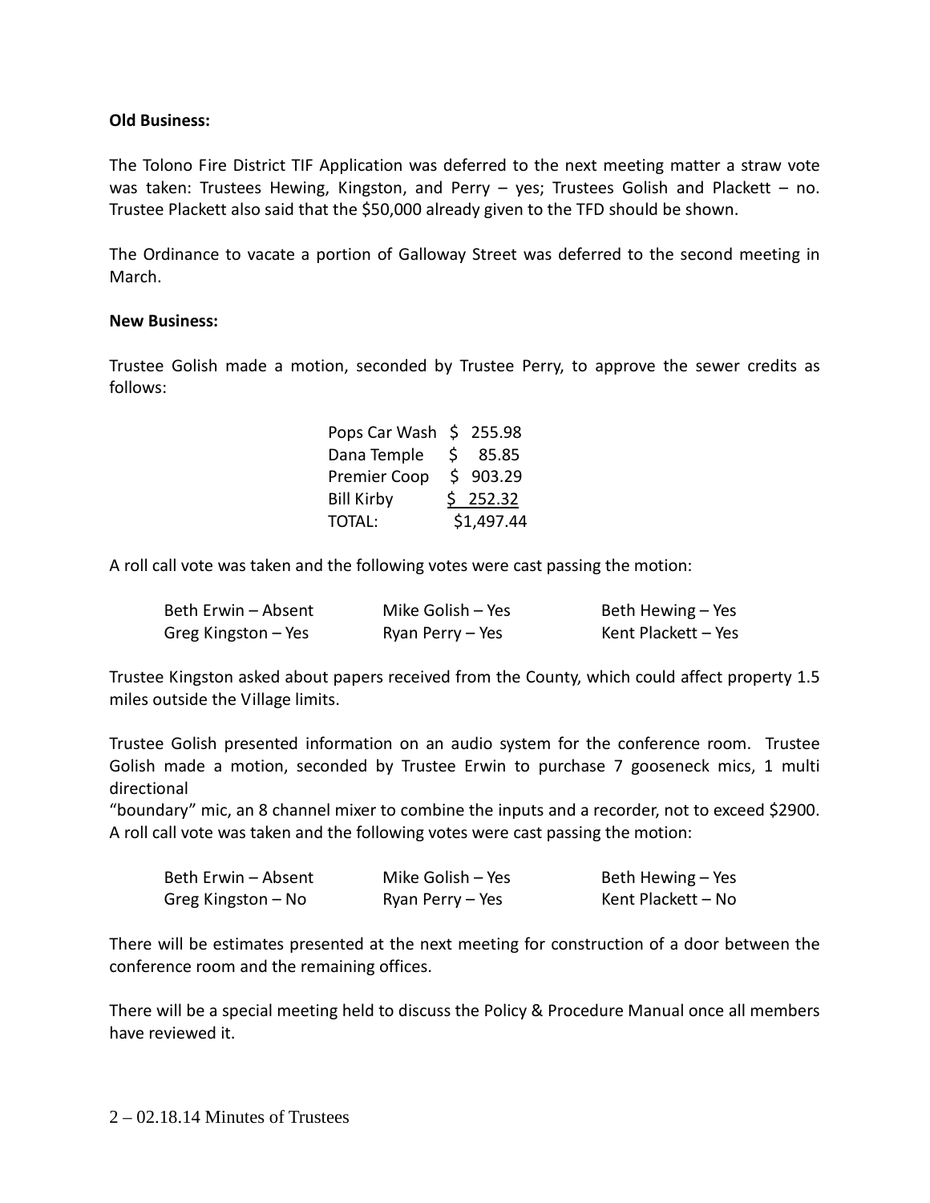**Old Business:**

The Tolono Fire District TIF Application was deferred to the next meeting matter a straw vote was taken: Trustees Hewing, Kingston, and Perry – yes; Trustees Golish and Plackett – no. Trustee Plackett also said that the $50,000 already given to the TFD should be shown.

The Ordinance to vacate a portion of Galloway Street was deferred to the second meeting in March.

**New Business:**

Trustee Golish made a motion, seconded by Trustee Perry, to approve the sewer credits as follows:

| | |
|---|---|
| Pops Car Wash | $ 255.98 |
| Dana Temple | $ 85.85 |
| Premier Coop | $ 903.29 |
| Bill Kirby | $ 252.32 |
| TOTAL: | $1,497.44 |

A roll call vote was taken and the following votes were cast passing the motion:

| | | |
|---|---|---|
| Beth Erwin – Absent | Mike Golish – Yes | Beth Hewing – Yes |
| Greg Kingston – Yes | Ryan Perry – Yes | Kent Plackett – Yes |

Trustee Kingston asked about papers received from the County, which could affect property 1.5 miles outside the Village limits.

Trustee Golish presented information on an audio system for the conference room. Trustee Golish made a motion, seconded by Trustee Erwin to purchase 7 gooseneck mics, 1 multi directional
"boundary" mic, an 8 channel mixer to combine the inputs and a recorder, not to exceed $2900. A roll call vote was taken and the following votes were cast passing the motion:

| | | |
|---|---|---|
| Beth Erwin – Absent | Mike Golish – Yes | Beth Hewing – Yes |
| Greg Kingston – No | Ryan Perry – Yes | Kent Plackett – No |

There will be estimates presented at the next meeting for construction of a door between the conference room and the remaining offices.

There will be a special meeting held to discuss the Policy & Procedure Manual once all members have reviewed it.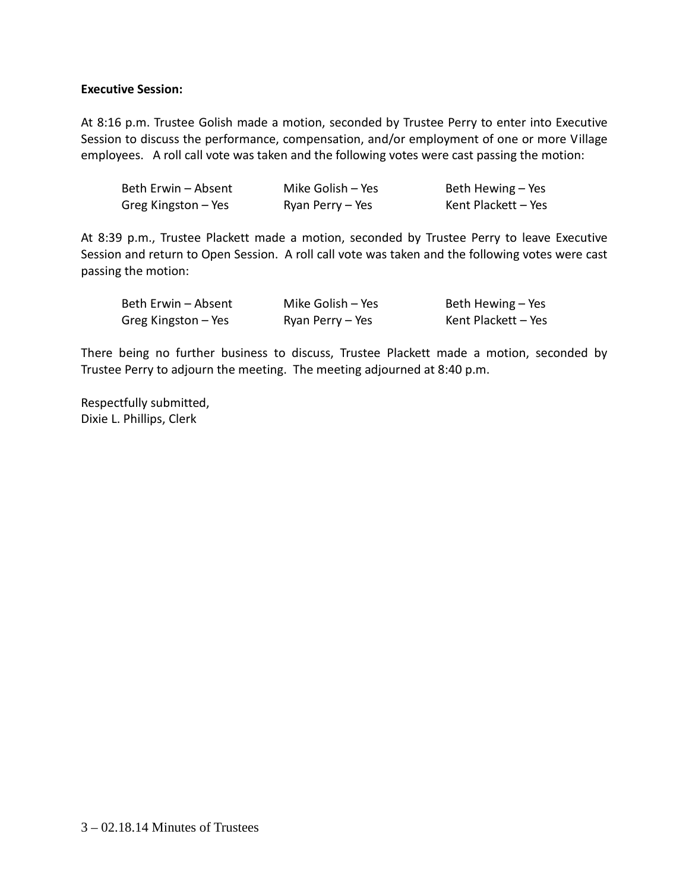**Executive Session:**

At 8:16 p.m. Trustee Golish made a motion, seconded by Trustee Perry to enter into Executive Session to discuss the performance, compensation, and/or employment of one or more Village employees. A roll call vote was taken and the following votes were cast passing the motion:

| | | |
|---|---|---|
| Beth Erwin – Absent | Mike Golish – Yes | Beth Hewing – Yes |
| Greg Kingston – Yes | Ryan Perry – Yes | Kent Plackett – Yes |

At 8:39 p.m., Trustee Plackett made a motion, seconded by Trustee Perry to leave Executive Session and return to Open Session. A roll call vote was taken and the following votes were cast passing the motion:

| | | |
|---|---|---|
| Beth Erwin – Absent | Mike Golish – Yes | Beth Hewing – Yes |
| Greg Kingston – Yes | Ryan Perry – Yes | Kent Plackett – Yes |

There being no further business to discuss, Trustee Plackett made a motion, seconded by Trustee Perry to adjourn the meeting. The meeting adjourned at 8:40 p.m.

Respectfully submitted,
Dixie L. Phillips, Clerk